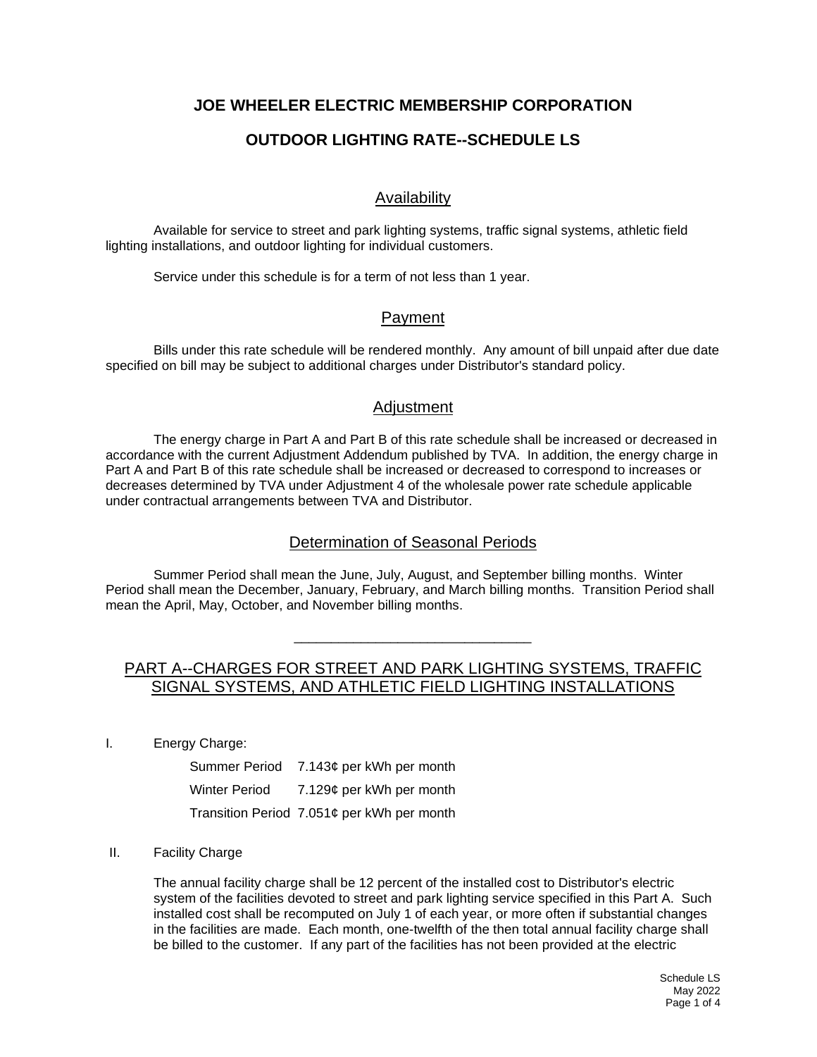# JOE WHEELER ELECTRIC MEMBERSHIP CORPORATION

# OUTDOOR LIGHTING RATE--SCHEDULE LS

## Availability

Available for service to street and park lighting systems, traffic signal systems, athletic field lighting installations, and outdoor lighting for individual customers.

Service under this schedule is for a term of not less than 1 year.

## Payment

Bills under this rate schedule will be rendered monthly. Any amount of bill unpaid after due date specified on bill may be subject to additional charges under Distributor's standard policy.

## Adjustment

The energy charge in Part A and Part B of this rate schedule shall be increased or decreased in accordance with the current Adjustment Addendum published by TVA. In addition, the energy charge in Part A and Part B of this rate schedule shall be increased or decreased to correspond to increases or decreases determined by TVA under Adjustment 4 of the wholesale power rate schedule applicable under contractual arrangements between TVA and Distributor.

## Determination of Seasonal Periods

Summer Period shall mean the June, July, August, and September billing months. Winter Period shall mean the December, January, February, and March billing months. Transition Period shall mean the April, May, October, and November billing months.

---

## PART A--CHARGES FOR STREET AND PARK LIGHTING SYSTEMS, TRAFFIC SIGNAL SYSTEMS, AND ATHLETIC FIELD LIGHTING INSTALLATIONS

I. Energy Charge:

| | |
|---|---|
| Summer Period | 7.143¢ per kWh per month |
| Winter Period | 7.129¢ per kWh per month |
| Transition Period | 7.051¢ per kWh per month |

II. Facility Charge

The annual facility charge shall be 12 percent of the installed cost to Distributor's electric system of the facilities devoted to street and park lighting service specified in this Part A. Such installed cost shall be recomputed on July 1 of each year, or more often if substantial changes in the facilities are made. Each month, one-twelfth of the then total annual facility charge shall be billed to the customer. If any part of the facilities has not been provided at the electric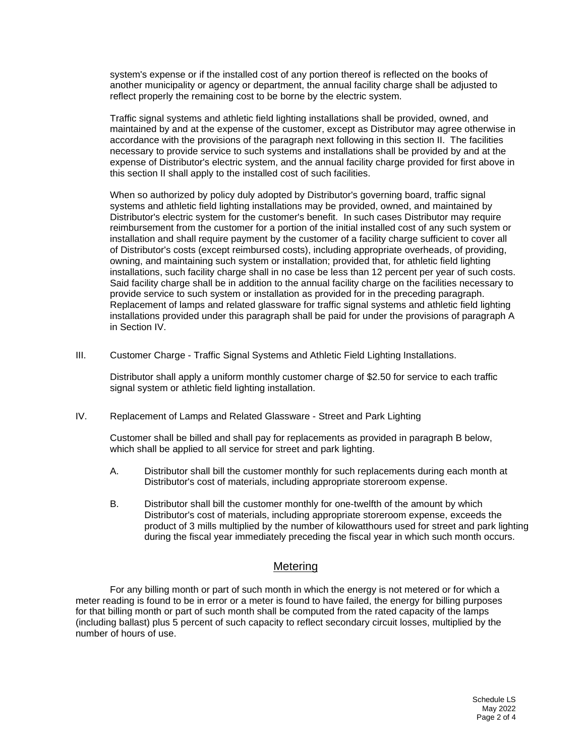system's expense or if the installed cost of any portion thereof is reflected on the books of another municipality or agency or department, the annual facility charge shall be adjusted to reflect properly the remaining cost to be borne by the electric system.

Traffic signal systems and athletic field lighting installations shall be provided, owned, and maintained by and at the expense of the customer, except as Distributor may agree otherwise in accordance with the provisions of the paragraph next following in this section II. The facilities necessary to provide service to such systems and installations shall be provided by and at the expense of Distributor's electric system, and the annual facility charge provided for first above in this section II shall apply to the installed cost of such facilities.

When so authorized by policy duly adopted by Distributor's governing board, traffic signal systems and athletic field lighting installations may be provided, owned, and maintained by Distributor's electric system for the customer's benefit. In such cases Distributor may require reimbursement from the customer for a portion of the initial installed cost of any such system or installation and shall require payment by the customer of a facility charge sufficient to cover all of Distributor's costs (except reimbursed costs), including appropriate overheads, of providing, owning, and maintaining such system or installation; provided that, for athletic field lighting installations, such facility charge shall in no case be less than 12 percent per year of such costs. Said facility charge shall be in addition to the annual facility charge on the facilities necessary to provide service to such system or installation as provided for in the preceding paragraph. Replacement of lamps and related glassware for traffic signal systems and athletic field lighting installations provided under this paragraph shall be paid for under the provisions of paragraph A in Section IV.

III. Customer Charge - Traffic Signal Systems and Athletic Field Lighting Installations.

Distributor shall apply a uniform monthly customer charge of $2.50 for service to each traffic signal system or athletic field lighting installation.

IV. Replacement of Lamps and Related Glassware - Street and Park Lighting

Customer shall be billed and shall pay for replacements as provided in paragraph B below, which shall be applied to all service for street and park lighting.

A. Distributor shall bill the customer monthly for such replacements during each month at Distributor's cost of materials, including appropriate storeroom expense.

B. Distributor shall bill the customer monthly for one-twelfth of the amount by which Distributor's cost of materials, including appropriate storeroom expense, exceeds the product of 3 mills multiplied by the number of kilowatthours used for street and park lighting during the fiscal year immediately preceding the fiscal year in which such month occurs.

## Metering

For any billing month or part of such month in which the energy is not metered or for which a meter reading is found to be in error or a meter is found to have failed, the energy for billing purposes for that billing month or part of such month shall be computed from the rated capacity of the lamps (including ballast) plus 5 percent of such capacity to reflect secondary circuit losses, multiplied by the number of hours of use.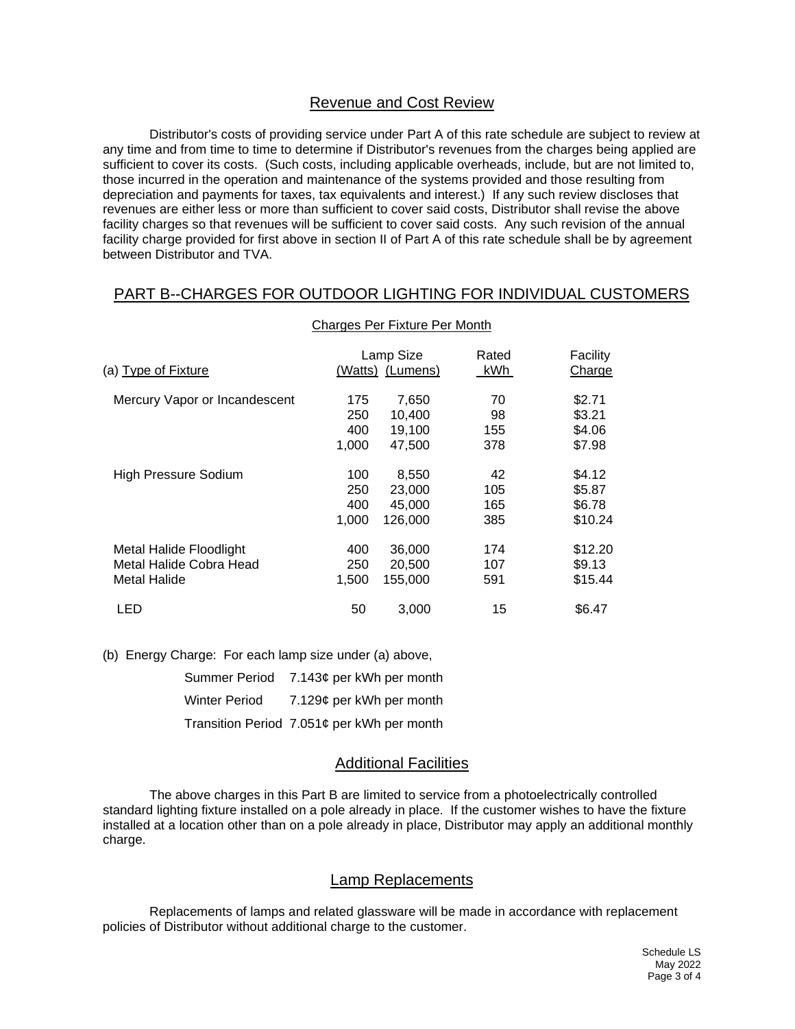## Revenue and Cost Review

Distributor's costs of providing service under Part A of this rate schedule are subject to review at any time and from time to time to determine if Distributor's revenues from the charges being applied are sufficient to cover its costs. (Such costs, including applicable overheads, include, but are not limited to, those incurred in the operation and maintenance of the systems provided and those resulting from depreciation and payments for taxes, tax equivalents and interest.) If any such review discloses that revenues are either less or more than sufficient to cover said costs, Distributor shall revise the above facility charges so that revenues will be sufficient to cover said costs. Any such revision of the annual facility charge provided for first above in section II of Part A of this rate schedule shall be by agreement between Distributor and TVA.

## PART B--CHARGES FOR OUTDOOR LIGHTING FOR INDIVIDUAL CUSTOMERS

Charges Per Fixture Per Month

| (a) Type of Fixture | Lamp Size (Watts) | Lamp Size (Lumens) | Rated kWh | Facility Charge |
|---|---|---|---|---|
| Mercury Vapor or Incandescent | 175 | 7,650 | 70 | $2.71 |
| | 250 | 10,400 | 98 | $3.21 |
| | 400 | 19,100 | 155 | $4.06 |
| | 1,000 | 47,500 | 378 | $7.98 |
| High Pressure Sodium | 100 | 8,550 | 42 | $4.12 |
| | 250 | 23,000 | 105 | $5.87 |
| | 400 | 45,000 | 165 | $6.78 |
| | 1,000 | 126,000 | 385 | $10.24 |
| Metal Halide Floodlight | 400 | 36,000 | 174 | $12.20 |
| Metal Halide Cobra Head | 250 | 20,500 | 107 | $9.13 |
| Metal Halide | 1,500 | 155,000 | 591 | $15.44 |
| LED | 50 | 3,000 | 15 | $6.47 |

(b) Energy Charge: For each lamp size under (a) above,

Summer Period 7.143¢ per kWh per month

Winter Period 7.129¢ per kWh per month

Transition Period 7.051¢ per kWh per month

## Additional Facilities

The above charges in this Part B are limited to service from a photoelectrically controlled standard lighting fixture installed on a pole already in place. If the customer wishes to have the fixture installed at a location other than on a pole already in place, Distributor may apply an additional monthly charge.

## Lamp Replacements

Replacements of lamps and related glassware will be made in accordance with replacement policies of Distributor without additional charge to the customer.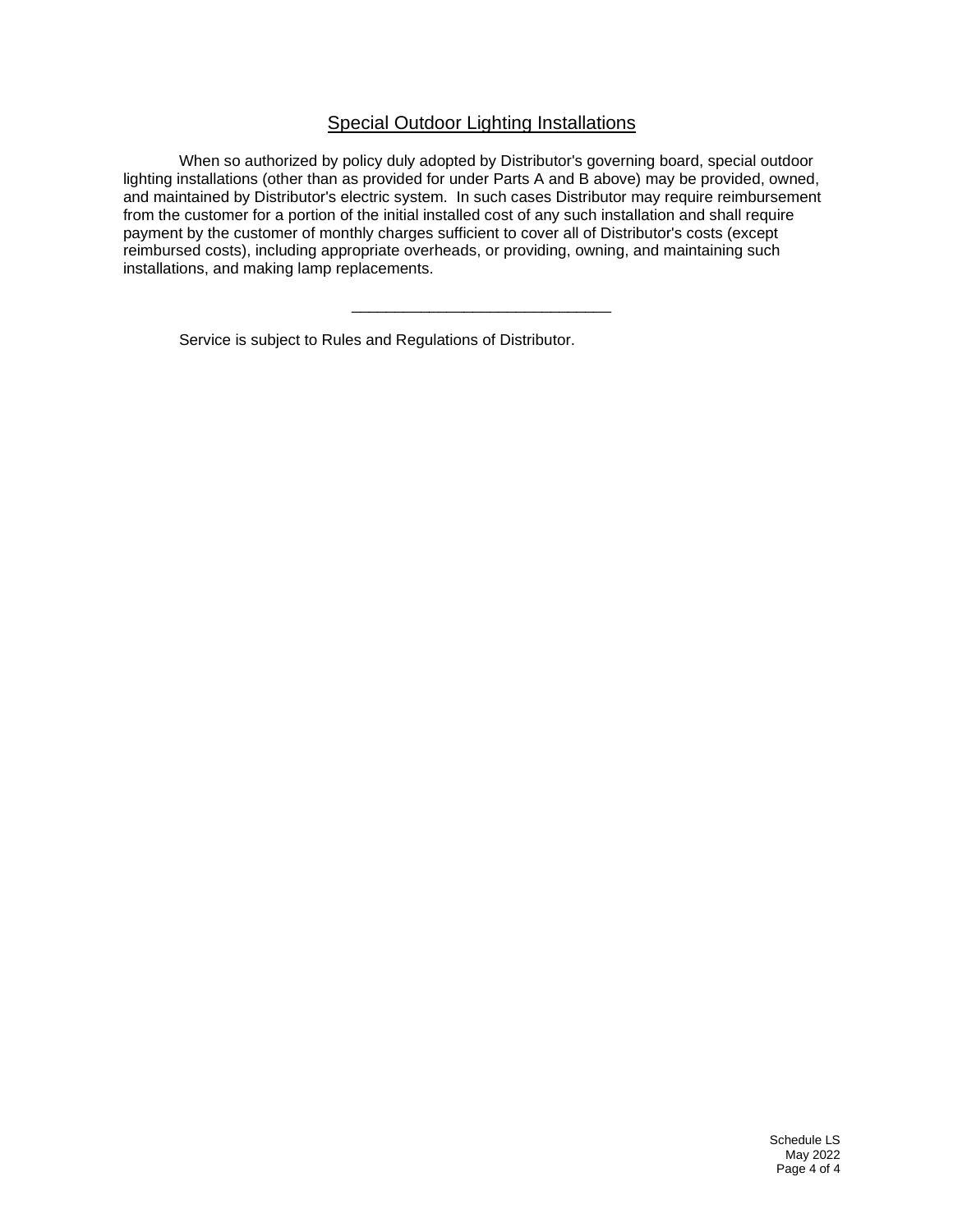## Special Outdoor Lighting Installations

When so authorized by policy duly adopted by Distributor's governing board, special outdoor lighting installations (other than as provided for under Parts A and B above) may be provided, owned, and maintained by Distributor's electric system. In such cases Distributor may require reimbursement from the customer for a portion of the initial installed cost of any such installation and shall require payment by the customer of monthly charges sufficient to cover all of Distributor's costs (except reimbursed costs), including appropriate overheads, or providing, owning, and maintaining such installations, and making lamp replacements.

---

Service is subject to Rules and Regulations of Distributor.

Schedule LS
May 2022